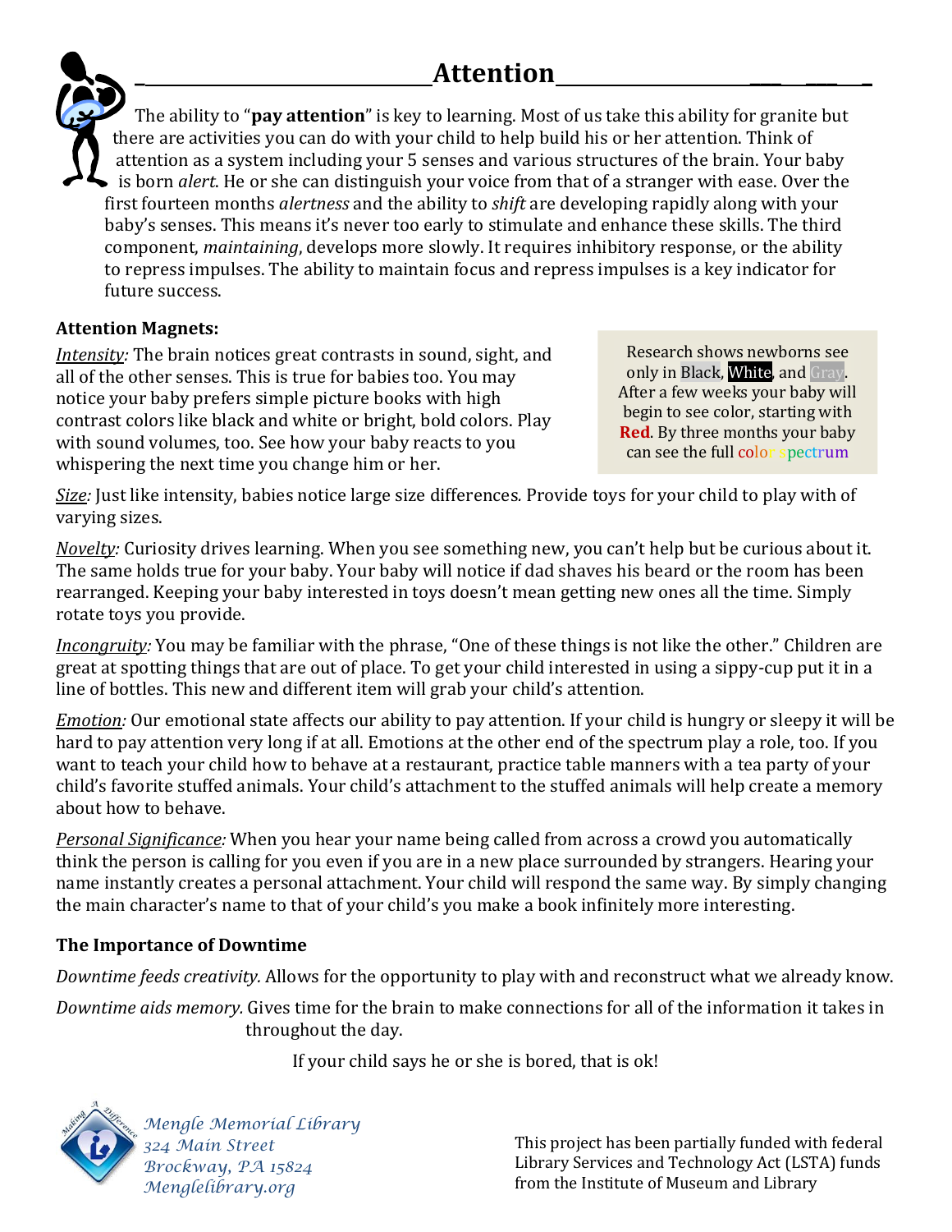# Attention

The ability to "**pay attention**" is key to learning. Most of us take this ability for granite but there are activities you can do with your child to help build his or her attention. Think of attention as a system including your 5 senses and various structures of the brain. Your baby is born *alert*. He or she can distinguish your voice from that of a stranger with ease. Over the first fourteen months *alertness* and the ability to *shift* are developing rapidly along with your baby's senses. This means it's never too early to stimulate and enhance these skills. The third component, *maintaining*, develops more slowly. It requires inhibitory response, or the ability to repress impulses. The ability to maintain focus and repress impulses is a key indicator for future success.

**Attention Magnets:**

*Intensity:* The brain notices great contrasts in sound, sight, and all of the other senses. This is true for babies too. You may notice your baby prefers simple picture books with high contrast colors like black and white or bright, bold colors. Play with sound volumes, too. See how your baby reacts to you whispering the next time you change him or her.

> Research shows newborns see only in Black, White, and Gray. After a few weeks your baby will begin to see color, starting with **Red**. By three months your baby can see the full color spectrum

*Size:* Just like intensity, babies notice large size differences. Provide toys for your child to play with of varying sizes.

*Novelty:* Curiosity drives learning. When you see something new, you can't help but be curious about it. The same holds true for your baby. Your baby will notice if dad shaves his beard or the room has been rearranged. Keeping your baby interested in toys doesn't mean getting new ones all the time. Simply rotate toys you provide.

*Incongruity:* You may be familiar with the phrase, "One of these things is not like the other." Children are great at spotting things that are out of place. To get your child interested in using a sippy-cup put it in a line of bottles. This new and different item will grab your child's attention.

*Emotion:* Our emotional state affects our ability to pay attention. If your child is hungry or sleepy it will be hard to pay attention very long if at all. Emotions at the other end of the spectrum play a role, too. If you want to teach your child how to behave at a restaurant, practice table manners with a tea party of your child's favorite stuffed animals. Your child's attachment to the stuffed animals will help create a memory about how to behave.

*Personal Significance:* When you hear your name being called from across a crowd you automatically think the person is calling for you even if you are in a new place surrounded by strangers. Hearing your name instantly creates a personal attachment. Your child will respond the same way. By simply changing the main character's name to that of your child's you make a book infinitely more interesting.

**The Importance of Downtime**

*Downtime feeds creativity.* Allows for the opportunity to play with and reconstruct what we already know.

*Downtime aids memory.* Gives time for the brain to make connections for all of the information it takes in throughout the day.

If your child says he or she is bored, that is ok!

*Mengle Memorial Library*
*324 Main Street*
*Brockway, PA 15824*
*Menglelibrary.org*

This project has been partially funded with federal Library Services and Technology Act (LSTA) funds from the Institute of Museum and Library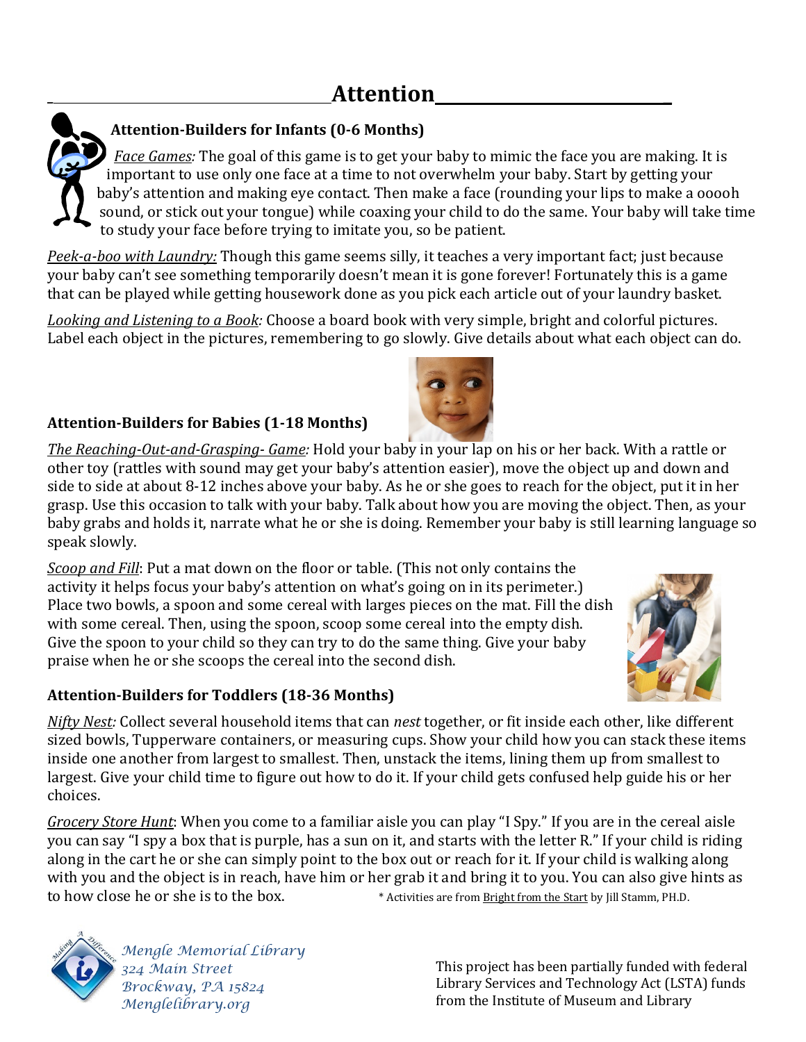# Attention

### Attention-Builders for Infants (0-6 Months)

*Face Games:* The goal of this game is to get your baby to mimic the face you are making. It is important to use only one face at a time to not overwhelm your baby. Start by getting your baby's attention and making eye contact. Then make a face (rounding your lips to make a ooooh sound, or stick out your tongue) while coaxing your child to do the same. Your baby will take time to study your face before trying to imitate you, so be patient.

*Peek-a-boo with Laundry:* Though this game seems silly, it teaches a very important fact; just because your baby can't see something temporarily doesn't mean it is gone forever! Fortunately this is a game that can be played while getting housework done as you pick each article out of your laundry basket.

*Looking and Listening to a Book:* Choose a board book with very simple, bright and colorful pictures. Label each object in the pictures, remembering to go slowly. Give details about what each object can do.

### Attention-Builders for Babies (1-18 Months)

*The Reaching-Out-and-Grasping- Game:* Hold your baby in your lap on his or her back. With a rattle or other toy (rattles with sound may get your baby's attention easier), move the object up and down and side to side at about 8-12 inches above your baby. As he or she goes to reach for the object, put it in her grasp. Use this occasion to talk with your baby. Talk about how you are moving the object. Then, as your baby grabs and holds it, narrate what he or she is doing. Remember your baby is still learning language so speak slowly.

*Scoop and Fill*: Put a mat down on the floor or table. (This not only contains the activity it helps focus your baby's attention on what's going on in its perimeter.) Place two bowls, a spoon and some cereal with larges pieces on the mat. Fill the dish with some cereal. Then, using the spoon, scoop some cereal into the empty dish. Give the spoon to your child so they can try to do the same thing. Give your baby praise when he or she scoops the cereal into the second dish.

### Attention-Builders for Toddlers (18-36 Months)

*Nifty Nest:* Collect several household items that can *nest* together, or fit inside each other, like different sized bowls, Tupperware containers, or measuring cups. Show your child how you can stack these items inside one another from largest to smallest. Then, unstack the items, lining them up from smallest to largest. Give your child time to figure out how to do it. If your child gets confused help guide his or her choices.

*Grocery Store Hunt*: When you come to a familiar aisle you can play "I Spy." If you are in the cereal aisle you can say "I spy a box that is purple, has a sun on it, and starts with the letter R." If your child is riding along in the cart he or she can simply point to the box out or reach for it. If your child is walking along with you and the object is in reach, have him or her grab it and bring it to you. You can also give hints as to how close he or she is to the box.

\* Activities are from Bright from the Start by Jill Stamm, PH.D.

*Mengle Memorial Library*
*324 Main Street*
*Brockway, PA 15824*
*Menglelibrary.org*

This project has been partially funded with federal Library Services and Technology Act (LSTA) funds from the Institute of Museum and Library